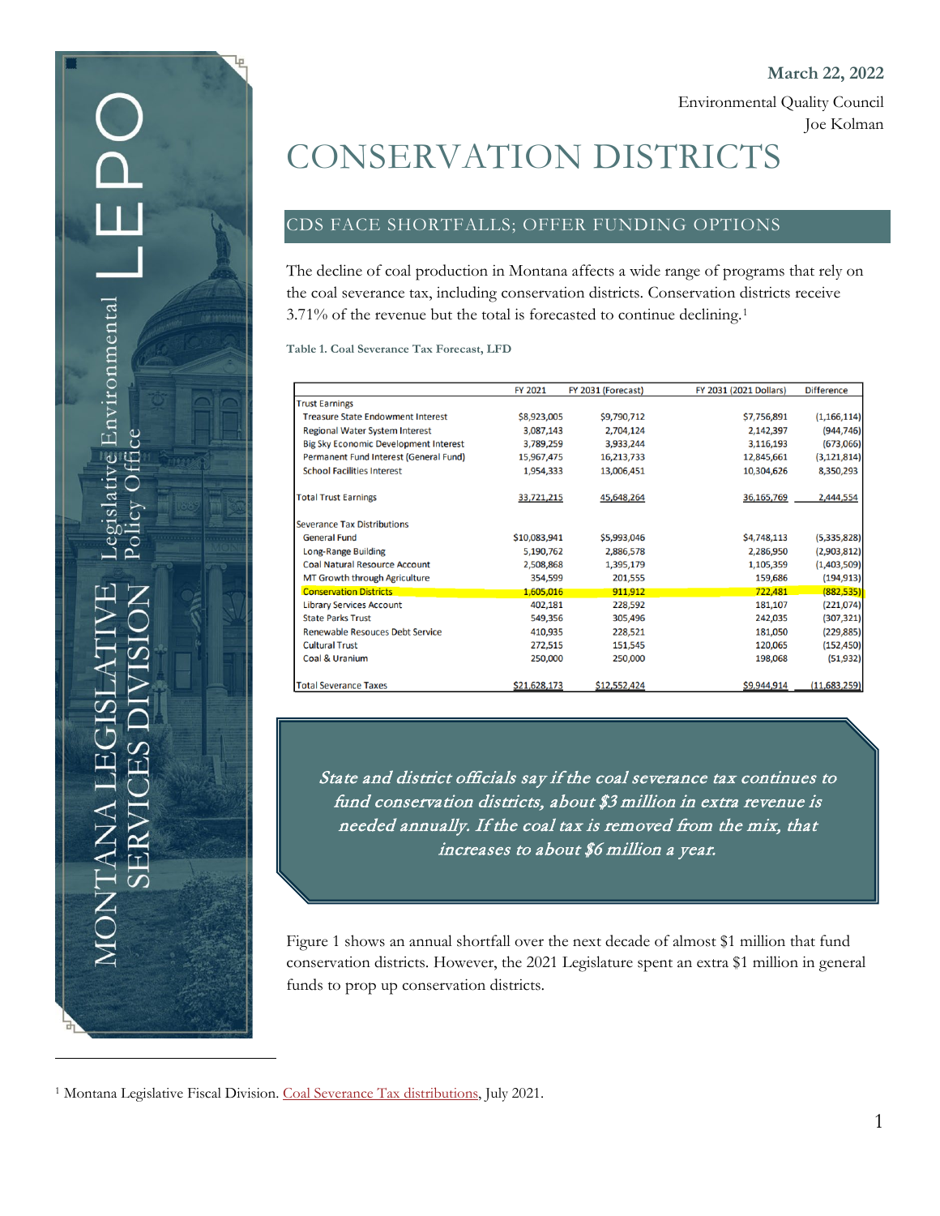March 22, 2022

Environmental Quality Council
Joe Kolman

MONTANA LEGISLATIVE SERVICES DIVISION

LEPO Legislative Environmental Policy Office

# CONSERVATION DISTRICTS

## CDS FACE SHORTFALLS; OFFER FUNDING OPTIONS

The decline of coal production in Montana affects a wide range of programs that rely on the coal severance tax, including conservation districts. Conservation districts receive 3.71% of the revenue but the total is forecasted to continue declining.[1]

**Table 1. Coal Severance Tax Forecast, LFD**

| | FY 2021 | FY 2031 (Forecast) | FY 2031 (2021 Dollars) | Difference |
|---|---|---|---|---|
| Trust Earnings | | | | |
| Treasure State Endowment Interest | $8,923,005 | $9,790,712 | $7,756,891 | (1,166,114) |
| Regional Water System Interest | 3,087,143 | 2,704,124 | 2,142,397 | (944,746) |
| Big Sky Economic Development Interest | 3,789,259 | 3,933,244 | 3,116,193 | (673,066) |
| Permanent Fund Interest (General Fund) | 15,967,475 | 16,213,733 | 12,845,661 | (3,121,814) |
| School Facilities Interest | 1,954,333 | 13,006,451 | 10,304,626 | 8,350,293 |
| Total Trust Earnings | 33,721,215 | 45,648,264 | 36,165,769 | 2,444,554 |
| Severance Tax Distributions | | | | |
| General Fund | $10,083,941 | $5,993,046 | $4,748,113 | (5,335,828) |
| Long-Range Building | 5,190,762 | 2,886,578 | 2,286,950 | (2,903,812) |
| Coal Natural Resource Account | 2,508,868 | 1,395,179 | 1,105,359 | (1,403,509) |
| MT Growth through Agriculture | 354,599 | 201,555 | 159,686 | (194,913) |
| Conservation Districts | 1,605,016 | 911,912 | 722,481 | (882,535) |
| Library Services Account | 402,181 | 228,592 | 181,107 | (221,074) |
| State Parks Trust | 549,356 | 305,496 | 242,035 | (307,321) |
| Renewable Resouces Debt Service | 410,935 | 228,521 | 181,050 | (229,885) |
| Cultural Trust | 272,515 | 151,545 | 120,065 | (152,450) |
| Coal & Uranium | 250,000 | 250,000 | 198,068 | (51,932) |
| Total Severance Taxes | $21,628,173 | $12,552,424 | $9,944,914 | (11,683,259) |

*State and district officials say if the coal severance tax continues to fund conservation districts, about $3 million in extra revenue is needed annually. If the coal tax is removed from the mix, that increases to about $6 million a year.*

Figure 1 shows an annual shortfall over the next decade of almost $1 million that fund conservation districts. However, the 2021 Legislature spent an extra $1 million in general funds to prop up conservation districts.

[1] Montana Legislative Fiscal Division. Coal Severance Tax distributions, July 2021.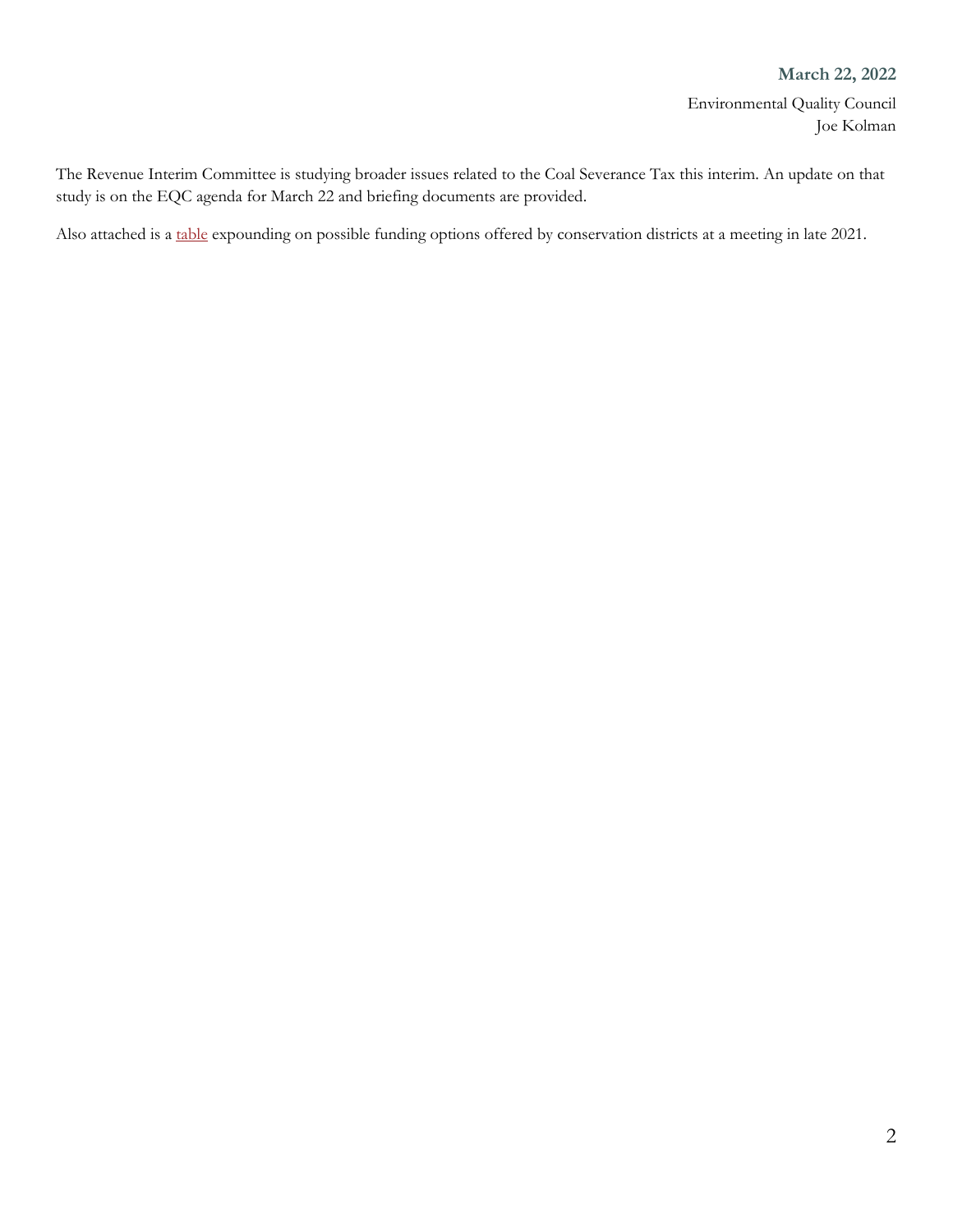**March 22, 2022**

Environmental Quality Council
Joe Kolman

The Revenue Interim Committee is studying broader issues related to the Coal Severance Tax this interim. An update on that study is on the EQC agenda for March 22 and briefing documents are provided.

Also attached is a table expounding on possible funding options offered by conservation districts at a meeting in late 2021.